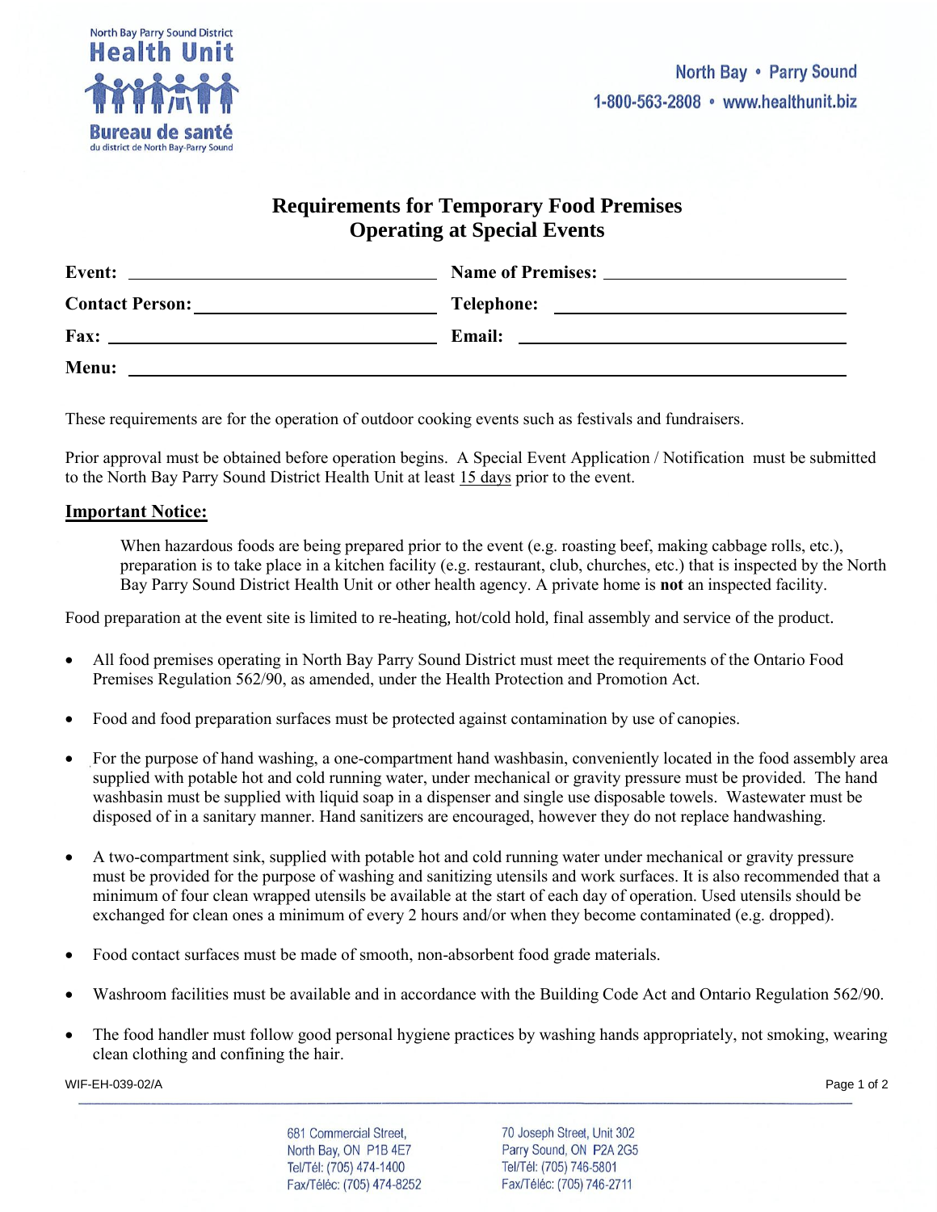North Bay Parry Sound District Health Unit

Bureau de santé du district de North Bay-Parry Sound

North Bay • Parry Sound
1-800-563-2808 • www.healthunit.biz

# Requirements for Temporary Food Premises Operating at Special Events

**Event:** ______________________ **Name of Premises:** ______________________

**Contact Person:** ______________________ **Telephone:** ______________________

**Fax:** ______________________ **Email:** ______________________

**Menu:** ______________________________________________

These requirements are for the operation of outdoor cooking events such as festivals and fundraisers.

Prior approval must be obtained before operation begins. A Special Event Application / Notification must be submitted to the North Bay Parry Sound District Health Unit at least <u>15 days</u> prior to the event.

## <u>Important Notice:</u>

> When hazardous foods are being prepared prior to the event (e.g. roasting beef, making cabbage rolls, etc.), preparation is to take place in a kitchen facility (e.g. restaurant, club, churches, etc.) that is inspected by the North Bay Parry Sound District Health Unit or other health agency. A private home is **not** an inspected facility.

Food preparation at the event site is limited to re-heating, hot/cold hold, final assembly and service of the product.

- All food premises operating in North Bay Parry Sound District must meet the requirements of the Ontario Food Premises Regulation 562/90, as amended, under the Health Protection and Promotion Act.
- Food and food preparation surfaces must be protected against contamination by use of canopies.
- For the purpose of hand washing, a one-compartment hand washbasin, conveniently located in the food assembly area supplied with potable hot and cold running water, under mechanical or gravity pressure must be provided. The hand washbasin must be supplied with liquid soap in a dispenser and single use disposable towels. Wastewater must be disposed of in a sanitary manner. Hand sanitizers are encouraged, however they do not replace handwashing.
- A two-compartment sink, supplied with potable hot and cold running water under mechanical or gravity pressure must be provided for the purpose of washing and sanitizing utensils and work surfaces. It is also recommended that a minimum of four clean wrapped utensils be available at the start of each day of operation. Used utensils should be exchanged for clean ones a minimum of every 2 hours and/or when they become contaminated (e.g. dropped).
- Food contact surfaces must be made of smooth, non-absorbent food grade materials.
- Washroom facilities must be available and in accordance with the Building Code Act and Ontario Regulation 562/90.
- The food handler must follow good personal hygiene practices by washing hands appropriately, not smoking, wearing clean clothing and confining the hair.

WIF-EH-039-02/A

681 Commercial Street,
North Bay, ON P1B 4E7
Tel/Tél: (705) 474-1400
Fax/Téléc: (705) 474-8252

70 Joseph Street, Unit 302
Parry Sound, ON P2A 2G5
Tel/Tél: (705) 746-5801
Fax/Téléc: (705) 746-2711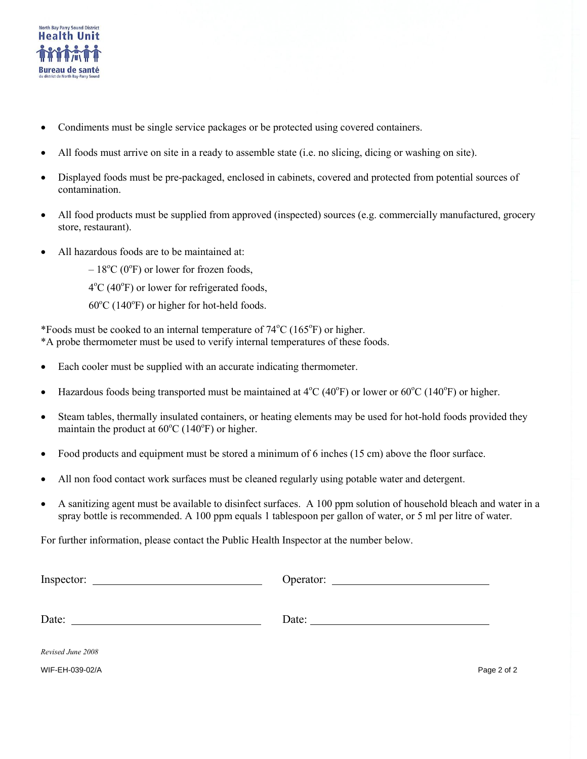- Condiments must be single service packages or be protected using covered containers.
- All foods must arrive on site in a ready to assemble state (i.e. no slicing, dicing or washing on site).
- Displayed foods must be pre-packaged, enclosed in cabinets, covered and protected from potential sources of contamination.
- All food products must be supplied from approved (inspected) sources (e.g. commercially manufactured, grocery store, restaurant).
- All hazardous foods are to be maintained at:

  – 18°C (0°F) or lower for frozen foods,

  4°C (40°F) or lower for refrigerated foods,

  60°C (140°F) or higher for hot-held foods.

*Foods must be cooked to an internal temperature of 74°C (165°F) or higher.
*A probe thermometer must be used to verify internal temperatures of these foods.

- Each cooler must be supplied with an accurate indicating thermometer.
- Hazardous foods being transported must be maintained at 4°C (40°F) or lower or 60°C (140°F) or higher.
- Steam tables, thermally insulated containers, or heating elements may be used for hot-hold foods provided they maintain the product at 60°C (140°F) or higher.
- Food products and equipment must be stored a minimum of 6 inches (15 cm) above the floor surface.
- All non food contact work surfaces must be cleaned regularly using potable water and detergent.
- A sanitizing agent must be available to disinfect surfaces. A 100 ppm solution of household bleach and water in a spray bottle is recommended. A 100 ppm equals 1 tablespoon per gallon of water, or 5 ml per litre of water.

For further information, please contact the Public Health Inspector at the number below.

Inspector: ______________________________ Operator: ______________________________

Date: ______________________________ Date: ______________________________

*Revised June 2008*

WIF-EH-039-02/A